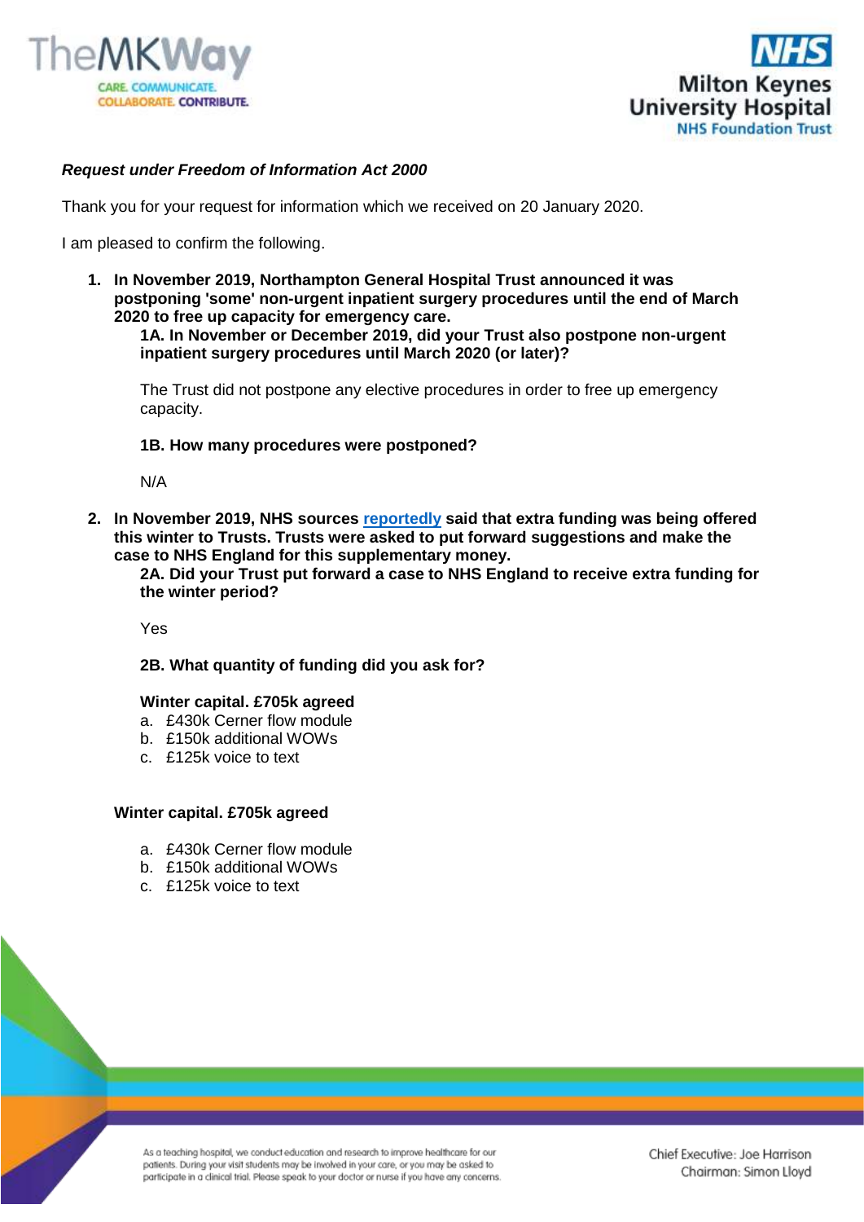***Request under Freedom of Information Act 2000***

Thank you for your request for information which we received on 20 January 2020.

I am pleased to confirm the following.

1. **In November 2019, Northampton General Hospital Trust announced it was postponing 'some' non-urgent inpatient surgery procedures until the end of March 2020 to free up capacity for emergency care.**

   **1A. In November or December 2019, did your Trust also postpone non-urgent inpatient surgery procedures until March 2020 (or later)?**

   The Trust did not postpone any elective procedures in order to free up emergency capacity.

   **1B. How many procedures were postponed?**

   N/A

2. **In November 2019, NHS sources reportedly said that extra funding was being offered this winter to Trusts. Trusts were asked to put forward suggestions and make the case to NHS England for this supplementary money.**

   **2A. Did your Trust put forward a case to NHS England to receive extra funding for the winter period?**

   Yes

   **2B. What quantity of funding did you ask for?**

   **Winter capital. £705k agreed**

   a. £430k Cerner flow module
   b. £150k additional WOWs
   c. £125k voice to text

   **Winter capital. £705k agreed**

   a. £430k Cerner flow module
   b. £150k additional WOWs
   c. £125k voice to text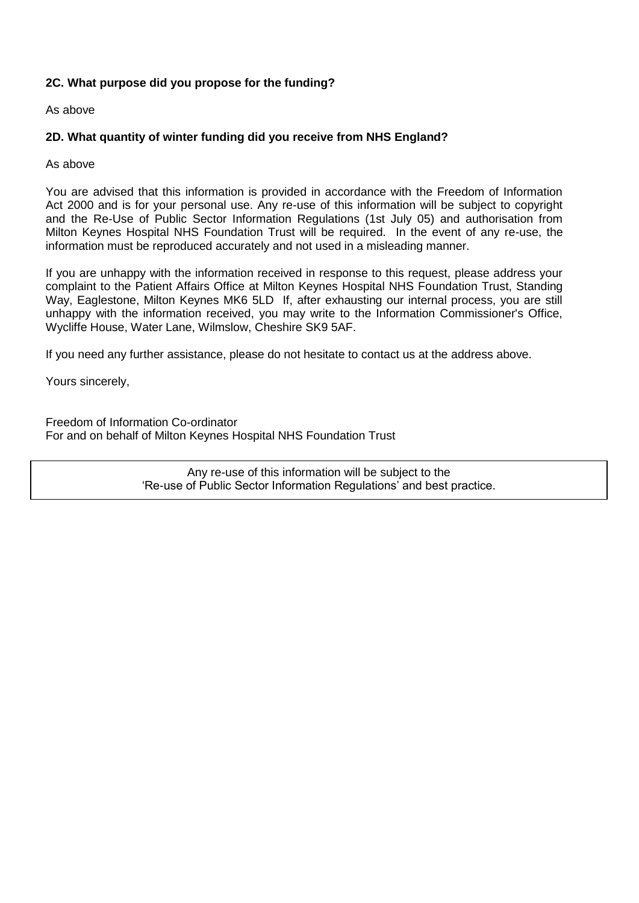**2C. What purpose did you propose for the funding?**

As above

**2D. What quantity of winter funding did you receive from NHS England?**

As above

You are advised that this information is provided in accordance with the Freedom of Information Act 2000 and is for your personal use. Any re-use of this information will be subject to copyright and the Re-Use of Public Sector Information Regulations (1st July 05) and authorisation from Milton Keynes Hospital NHS Foundation Trust will be required. In the event of any re-use, the information must be reproduced accurately and not used in a misleading manner.

If you are unhappy with the information received in response to this request, please address your complaint to the Patient Affairs Office at Milton Keynes Hospital NHS Foundation Trust, Standing Way, Eaglestone, Milton Keynes MK6 5LD If, after exhausting our internal process, you are still unhappy with the information received, you may write to the Information Commissioner's Office, Wycliffe House, Water Lane, Wilmslow, Cheshire SK9 5AF.

If you need any further assistance, please do not hesitate to contact us at the address above.

Yours sincerely,

Freedom of Information Co-ordinator
For and on behalf of Milton Keynes Hospital NHS Foundation Trust

Any re-use of this information will be subject to the 'Re-use of Public Sector Information Regulations' and best practice.